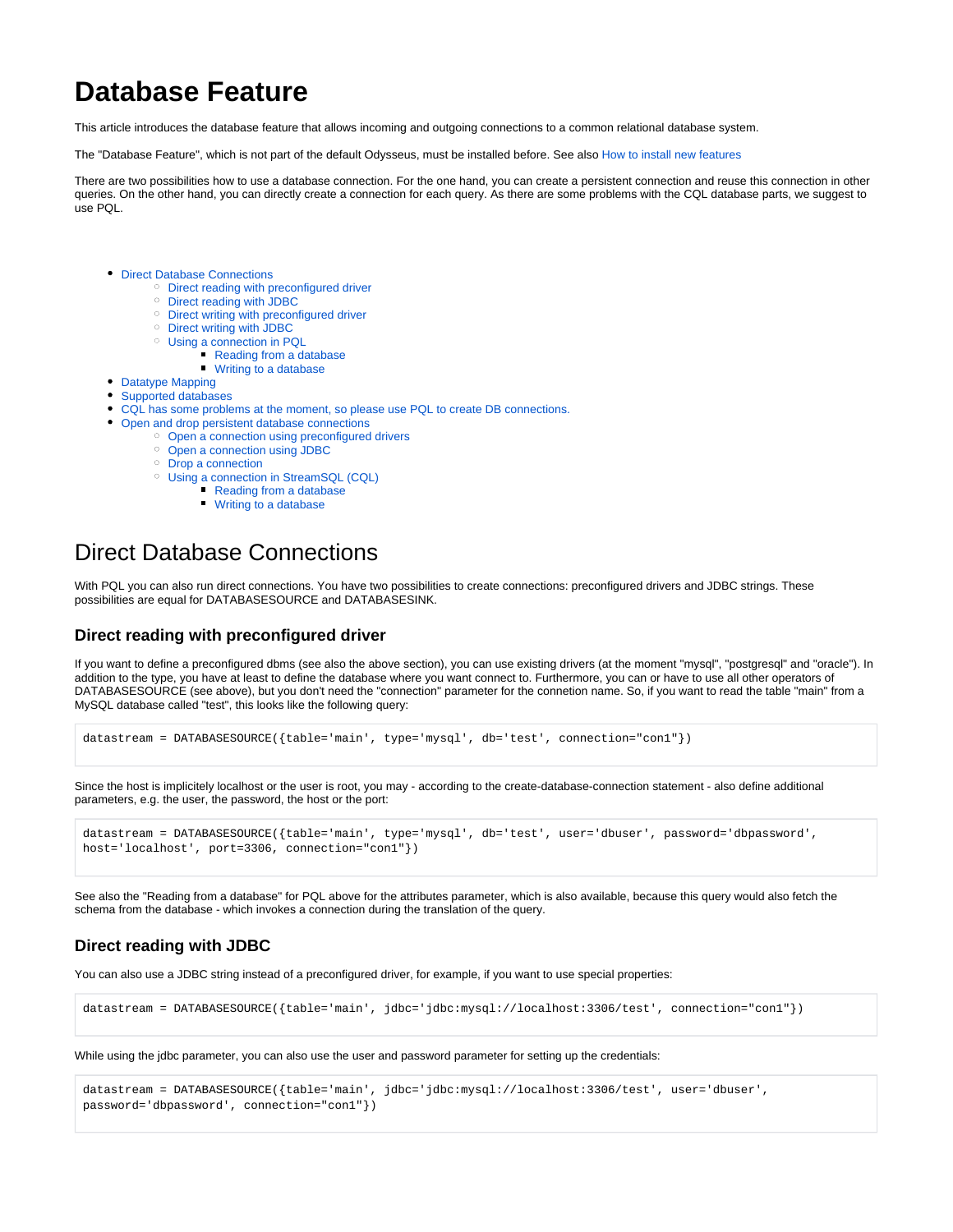# Database Feature

This article introduces the database feature that allows incoming and outgoing connections to a common relational database system.

The "Database Feature", which is not part of the default Odysseus, must be installed before. See also How to install new features

There are two possibilities how to use a database connection. For the one hand, you can create a persistent connection and reuse this connection in other queries. On the other hand, you can directly create a connection for each query. As there are some problems with the CQL database parts, we suggest to use PQL.

- Direct Database Connections
  - Direct reading with preconfigured driver
  - Direct reading with JDBC
  - Direct writing with preconfigured driver
  - Direct writing with JDBC
  - Using a connection in PQL
    - Reading from a database
    - Writing to a database
- Datatype Mapping
- Supported databases
- CQL has some problems at the moment, so please use PQL to create DB connections.
- Open and drop persistent database connections
  - Open a connection using preconfigured drivers
  - Open a connection using JDBC
  - Drop a connection
  - Using a connection in StreamSQL (CQL)
    - Reading from a database
    - Writing to a database

## Direct Database Connections

With PQL you can also run direct connections. You have two possibilities to create connections: preconfigured drivers and JDBC strings. These possibilities are equal for DATABASESOURCE and DATABASESINK.

### Direct reading with preconfigured driver

If you want to define a preconfigured dbms (see also the above section), you can use existing drivers (at the moment "mysql", "postgresql" and "oracle"). In addition to the type, you have at least to define the database where you want connect to. Furthermore, you can or have to use all other operators of DATABASESOURCE (see above), but you don't need the "connection" parameter for the connetion name. So, if you want to read the table "main" from a MySQL database called "test", this looks like the following query:

```
datastream = DATABASESOURCE({table='main', type='mysql', db='test', connection="con1"})
```

Since the host is implicitely localhost or the user is root, you may - according to the create-database-connection statement - also define additional parameters, e.g. the user, the password, the host or the port:

```
datastream = DATABASESOURCE({table='main', type='mysql', db='test', user='dbuser', password='dbpassword',
host='localhost', port=3306, connection="con1"})
```

See also the "Reading from a database" for PQL above for the attributes parameter, which is also available, because this query would also fetch the schema from the database - which invokes a connection during the translation of the query.

### Direct reading with JDBC

You can also use a JDBC string instead of a preconfigured driver, for example, if you want to use special properties:

```
datastream = DATABASESOURCE({table='main', jdbc='jdbc:mysql://localhost:3306/test', connection="con1"})
```

While using the jdbc parameter, you can also use the user and password parameter for setting up the credentials:

```
datastream = DATABASESOURCE({table='main', jdbc='jdbc:mysql://localhost:3306/test', user='dbuser',
password='dbpassword', connection="con1"})
```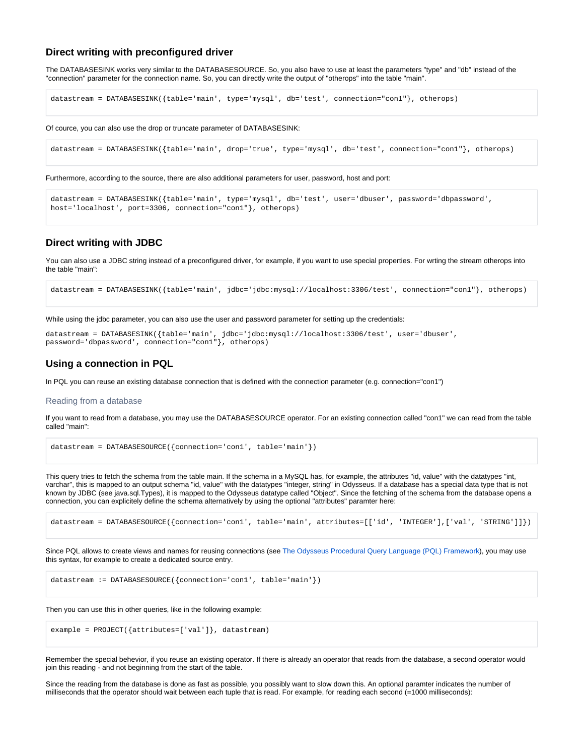### Direct writing with preconfigured driver

The DATABASESINK works very similar to the DATABASESOURCE. So, you also have to use at least the parameters "type" and "db" instead of the "connection" parameter for the connection name. So, you can directly write the output of "otherops" into the table "main".

```
datastream = DATABASESINK({table='main', type='mysql', db='test', connection="con1"}, otherops)
```

Of cource, you can also use the drop or truncate parameter of DATABASESINK:

```
datastream = DATABASESINK({table='main', drop='true', type='mysql', db='test', connection="con1"}, otherops)
```

Furthermore, according to the source, there are also additional parameters for user, password, host and port:

```
datastream = DATABASESINK({table='main', type='mysql', db='test', user='dbuser', password='dbpassword',
host='localhost', port=3306, connection="con1"}, otherops)
```

### Direct writing with JDBC

You can also use a JDBC string instead of a preconfigured driver, for example, if you want to use special properties. For wrting the stream otherops into the table "main":

```
datastream = DATABASESINK({table='main', jdbc='jdbc:mysql://localhost:3306/test', connection="con1"}, otherops)
```

While using the jdbc parameter, you can also use the user and password parameter for setting up the credentials:

```
datastream = DATABASESINK({table='main', jdbc='jdbc:mysql://localhost:3306/test', user='dbuser',
password='dbpassword', connection="con1"}, otherops)
```

### Using a connection in PQL

In PQL you can reuse an existing database connection that is defined with the connection parameter (e.g. connection="con1")

#### Reading from a database

If you want to read from a database, you may use the DATABASESOURCE operator. For an existing connection called "con1" we can read from the table called "main":

```
datastream = DATABASESOURCE({connection='con1', table='main'})
```

This query tries to fetch the schema from the table main. If the schema in a MySQL has, for example, the attributes "id, value" with the datatypes "int, varchar", this is mapped to an output schema "id, value" with the datatypes "integer, string" in Odysseus. If a database has a special data type that is not known by JDBC (see java.sql.Types), it is mapped to the Odysseus datatype called "Object". Since the fetching of the schema from the database opens a connection, you can explicitely define the schema alternatively by using the optional "attributes" paramter here:

```
datastream = DATABASESOURCE({connection='con1', table='main', attributes=[['id', 'INTEGER'],['val', 'STRING']]})
```

Since PQL allows to create views and names for reusing connections (see The Odysseus Procedural Query Language (PQL) Framework), you may use this syntax, for example to create a dedicated source entry.

```
datastream := DATABASESOURCE({connection='con1', table='main'})
```

Then you can use this in other queries, like in the following example:

```
example = PROJECT({attributes=['val']}, datastream)
```

Remember the special behavior, if you reuse an existing operator. If there is already an operator that reads from the database, a second operator would join this reading - and not beginning from the start of the table.

Since the reading from the database is done as fast as possible, you possibly want to slow down this. An optional paramter indicates the number of milliseconds that the operator should wait between each tuple that is read. For example, for reading each second (=1000 milliseconds):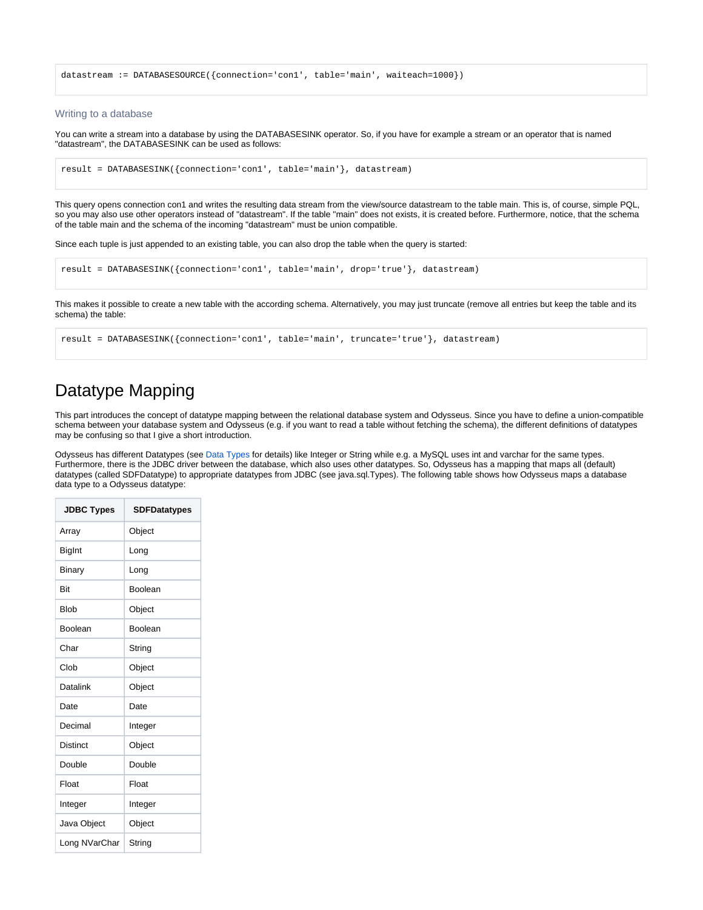```
datastream := DATABASESOURCE({connection='con1', table='main', waiteach=1000})
```

### Writing to a database

You can write a stream into a database by using the DATABASESINK operator. So, if you have for example a stream or an operator that is named "datastream", the DATABASESINK can be used as follows:

```
result = DATABASESINK({connection='con1', table='main'}, datastream)
```

This query opens connection con1 and writes the resulting data stream from the view/source datastream to the table main. This is, of course, simple PQL, so you may also use other operators instead of "datastream". If the table "main" does not exists, it is created before. Furthermore, notice, that the schema of the table main and the schema of the incoming "datastream" must be union compatible.

Since each tuple is just appended to an existing table, you can also drop the table when the query is started:

```
result = DATABASESINK({connection='con1', table='main', drop='true'}, datastream)
```

This makes it possible to create a new table with the according schema. Alternatively, you may just truncate (remove all entries but keep the table and its schema) the table:

```
result = DATABASESINK({connection='con1', table='main', truncate='true'}, datastream)
```

# Datatype Mapping

This part introduces the concept of datatype mapping between the relational database system and Odysseus. Since you have to define a union-compatible schema between your database system and Odysseus (e.g. if you want to read a table without fetching the schema), the different definitions of datatypes may be confusing so that I give a short introduction.

Odysseus has different Datatypes (see Data Types for details) like Integer or String while e.g. a MySQL uses int and varchar for the same types. Furthermore, there is the JDBC driver between the database, which also uses other datatypes. So, Odysseus has a mapping that maps all (default) datatypes (called SDFDatatype) to appropriate datatypes from JDBC (see java.sql.Types). The following table shows how Odysseus maps a database data type to a Odysseus datatype:

| JDBC Types | SDFDatatypes |
|---|---|
| Array | Object |
| BigInt | Long |
| Binary | Long |
| Bit | Boolean |
| Blob | Object |
| Boolean | Boolean |
| Char | String |
| Clob | Object |
| Datalink | Object |
| Date | Date |
| Decimal | Integer |
| Distinct | Object |
| Double | Double |
| Float | Float |
| Integer | Integer |
| Java Object | Object |
| Long NVarChar | String |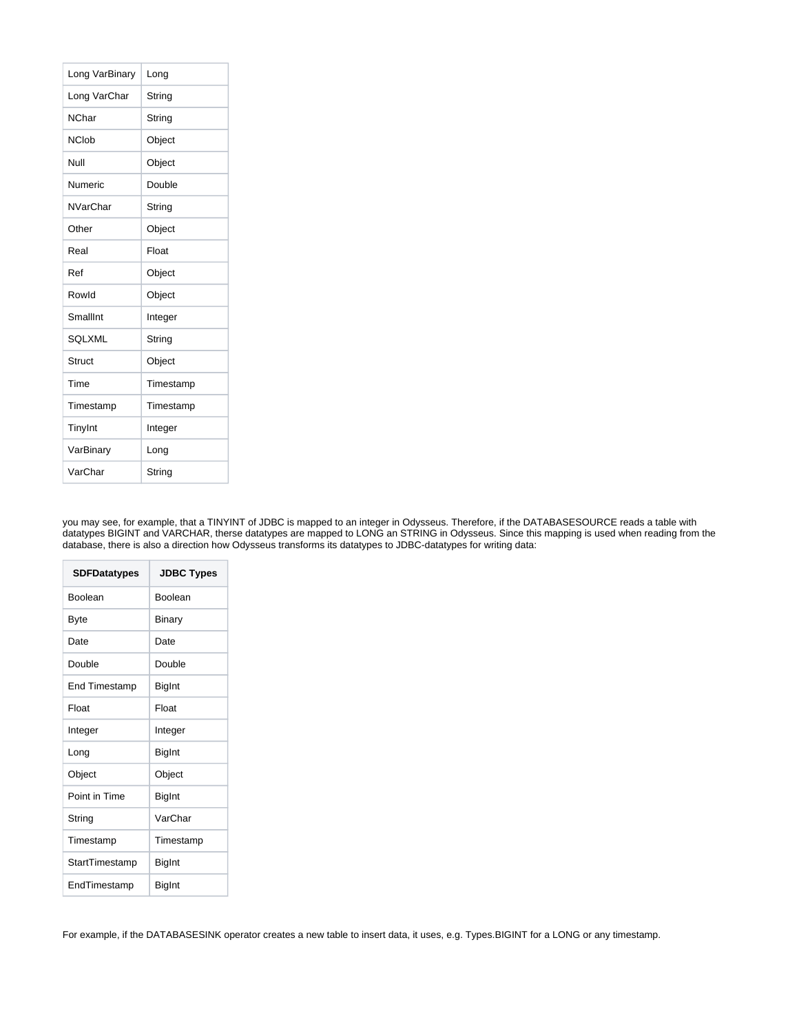| Long VarBinary | Long |
| --- | --- |
| Long VarChar | String |
| NChar | String |
| NClob | Object |
| Null | Object |
| Numeric | Double |
| NVarChar | String |
| Other | Object |
| Real | Float |
| Ref | Object |
| RowId | Object |
| SmallInt | Integer |
| SQLXML | String |
| Struct | Object |
| Time | Timestamp |
| Timestamp | Timestamp |
| TinyInt | Integer |
| VarBinary | Long |
| VarChar | String |

you may see, for example, that a TINYINT of JDBC is mapped to an integer in Odysseus. Therefore, if the DATABASESOURCE reads a table with datatypes BIGINT and VARCHAR, therse datatypes are mapped to LONG an STRING in Odysseus. Since this mapping is used when reading from the database, there is also a direction how Odysseus transforms its datatypes to JDBC-datatypes for writing data:

| SDFDatatypes | JDBC Types |
| --- | --- |
| Boolean | Boolean |
| Byte | Binary |
| Date | Date |
| Double | Double |
| End Timestamp | BigInt |
| Float | Float |
| Integer | Integer |
| Long | BigInt |
| Object | Object |
| Point in Time | BigInt |
| String | VarChar |
| Timestamp | Timestamp |
| StartTimestamp | BigInt |
| EndTimestamp | BigInt |

For example, if the DATABASESINK operator creates a new table to insert data, it uses, e.g. Types.BIGINT for a LONG or any timestamp.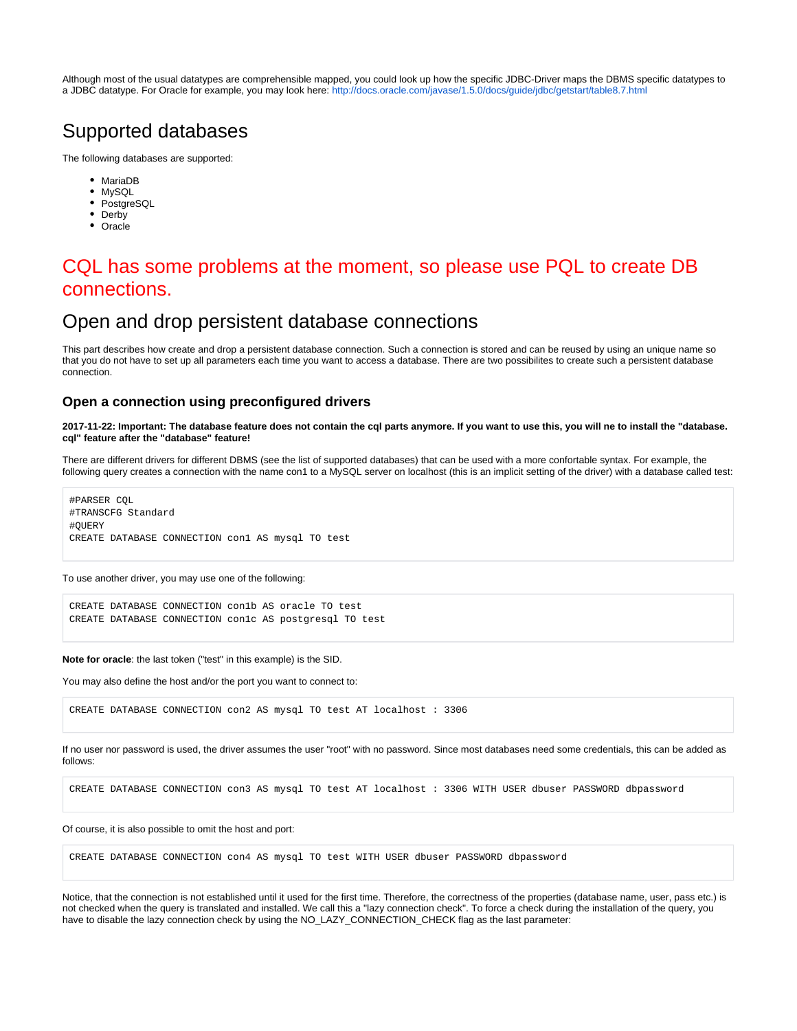Although most of the usual datatypes are comprehensible mapped, you could look up how the specific JDBC-Driver maps the DBMS specific datatypes to a JDBC datatype. For Oracle for example, you may look here: http://docs.oracle.com/javase/1.5.0/docs/guide/jdbc/getstart/table8.7.html

# Supported databases

The following databases are supported:

- MariaDB
- MySQL
- PostgreSQL
- Derby
- Oracle

# CQL has some problems at the moment, so please use PQL to create DB connections.

# Open and drop persistent database connections

This part describes how create and drop a persistent database connection. Such a connection is stored and can be reused by using an unique name so that you do not have to set up all parameters each time you want to access a database. There are two possibilites to create such a persistent database connection.

### Open a connection using preconfigured drivers

**2017-11-22: Important: The database feature does not contain the cql parts anymore. If you want to use this, you will ne to install the "database.cql" feature after the "database" feature!**

There are different drivers for different DBMS (see the list of supported databases) that can be used with a more confortable syntax. For example, the following query creates a connection with the name con1 to a MySQL server on localhost (this is an implicit setting of the driver) with a database called test:

```
#PARSER CQL
#TRANSCFG Standard
#QUERY
CREATE DATABASE CONNECTION con1 AS mysql TO test
```

To use another driver, you may use one of the following:

```
CREATE DATABASE CONNECTION con1b AS oracle TO test
CREATE DATABASE CONNECTION con1c AS postgresql TO test
```

**Note for oracle**: the last token ("test" in this example) is the SID.

You may also define the host and/or the port you want to connect to:

```
CREATE DATABASE CONNECTION con2 AS mysql TO test AT localhost : 3306
```

If no user nor password is used, the driver assumes the user "root" with no password. Since most databases need some credentials, this can be added as follows:

```
CREATE DATABASE CONNECTION con3 AS mysql TO test AT localhost : 3306 WITH USER dbuser PASSWORD dbpassword
```

Of course, it is also possible to omit the host and port:

```
CREATE DATABASE CONNECTION con4 AS mysql TO test WITH USER dbuser PASSWORD dbpassword
```

Notice, that the connection is not established until it used for the first time. Therefore, the correctness of the properties (database name, user, pass etc.) is not checked when the query is translated and installed. We call this a "lazy connection check". To force a check during the installation of the query, you have to disable the lazy connection check by using the NO_LAZY_CONNECTION_CHECK flag as the last parameter: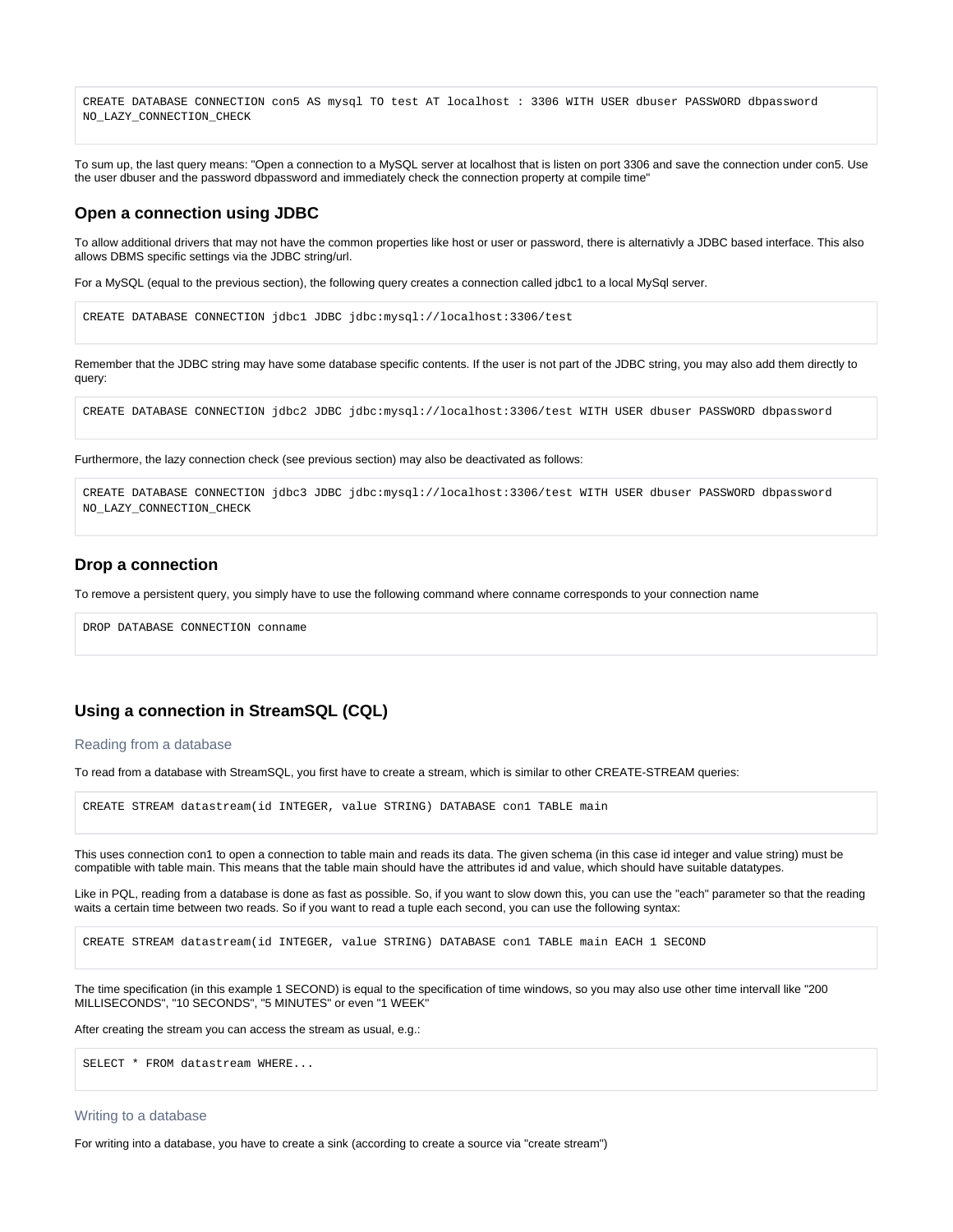```
CREATE DATABASE CONNECTION con5 AS mysql TO test AT localhost : 3306 WITH USER dbuser PASSWORD dbpassword
NO_LAZY_CONNECTION_CHECK
```

To sum up, the last query means: "Open a connection to a MySQL server at localhost that is listen on port 3306 and save the connection under con5. Use the user dbuser and the password dbpassword and immediately check the connection property at compile time"

### Open a connection using JDBC

To allow additional drivers that may not have the common properties like host or user or password, there is alternativly a JDBC based interface. This also allows DBMS specific settings via the JDBC string/url.

For a MySQL (equal to the previous section), the following query creates a connection called jdbc1 to a local MySql server.

```
CREATE DATABASE CONNECTION jdbc1 JDBC jdbc:mysql://localhost:3306/test
```

Remember that the JDBC string may have some database specific contents. If the user is not part of the JDBC string, you may also add them directly to query:

```
CREATE DATABASE CONNECTION jdbc2 JDBC jdbc:mysql://localhost:3306/test WITH USER dbuser PASSWORD dbpassword
```

Furthermore, the lazy connection check (see previous section) may also be deactivated as follows:

```
CREATE DATABASE CONNECTION jdbc3 JDBC jdbc:mysql://localhost:3306/test WITH USER dbuser PASSWORD dbpassword
NO_LAZY_CONNECTION_CHECK
```

### Drop a connection

To remove a persistent query, you simply have to use the following command where conname corresponds to your connection name

```
DROP DATABASE CONNECTION conname
```

### Using a connection in StreamSQL (CQL)

#### Reading from a database

To read from a database with StreamSQL, you first have to create a stream, which is similar to other CREATE-STREAM queries:

```
CREATE STREAM datastream(id INTEGER, value STRING) DATABASE con1 TABLE main
```

This uses connection con1 to open a connection to table main and reads its data. The given schema (in this case id integer and value string) must be compatible with table main. This means that the table main should have the attributes id and value, which should have suitable datatypes.

Like in PQL, reading from a database is done as fast as possible. So, if you want to slow down this, you can use the "each" parameter so that the reading waits a certain time between two reads. So if you want to read a tuple each second, you can use the following syntax:

```
CREATE STREAM datastream(id INTEGER, value STRING) DATABASE con1 TABLE main EACH 1 SECOND
```

The time specification (in this example 1 SECOND) is equal to the specification of time windows, so you may also use other time intervall like "200 MILLISECONDS", "10 SECONDS", "5 MINUTES" or even "1 WEEK"

After creating the stream you can access the stream as usual, e.g.:

```
SELECT * FROM datastream WHERE...
```

#### Writing to a database

For writing into a database, you have to create a sink (according to create a source via "create stream")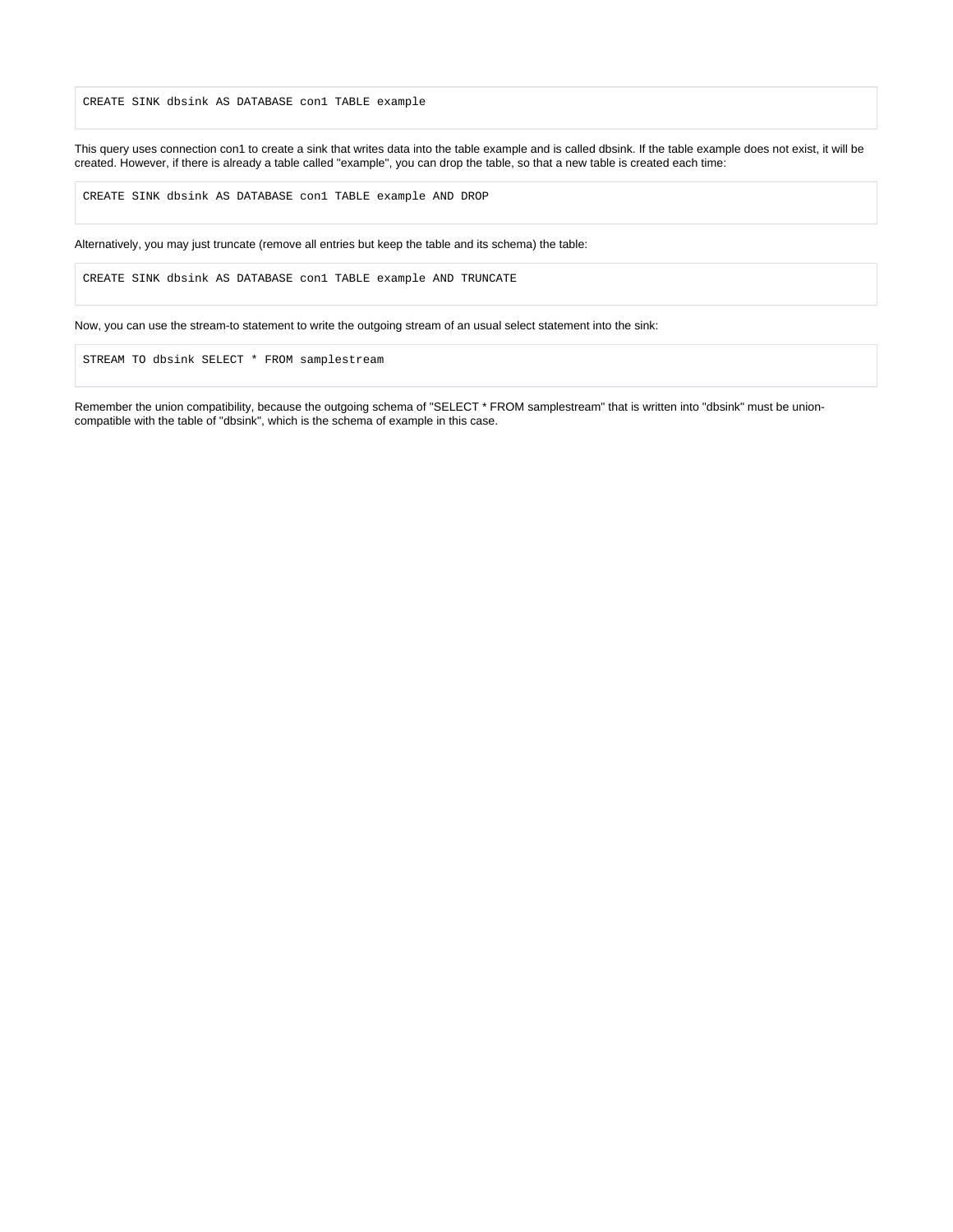```
CREATE SINK dbsink AS DATABASE con1 TABLE example
```

This query uses connection con1 to create a sink that writes data into the table example and is called dbsink. If the table example does not exist, it will be created. However, if there is already a table called "example", you can drop the table, so that a new table is created each time:

```
CREATE SINK dbsink AS DATABASE con1 TABLE example AND DROP
```

Alternatively, you may just truncate (remove all entries but keep the table and its schema) the table:

```
CREATE SINK dbsink AS DATABASE con1 TABLE example AND TRUNCATE
```

Now, you can use the stream-to statement to write the outgoing stream of an usual select statement into the sink:

```
STREAM TO dbsink SELECT * FROM samplestream
```

Remember the union compatibility, because the outgoing schema of "SELECT * FROM samplestream" that is written into "dbsink" must be union-compatible with the table of "dbsink", which is the schema of example in this case.